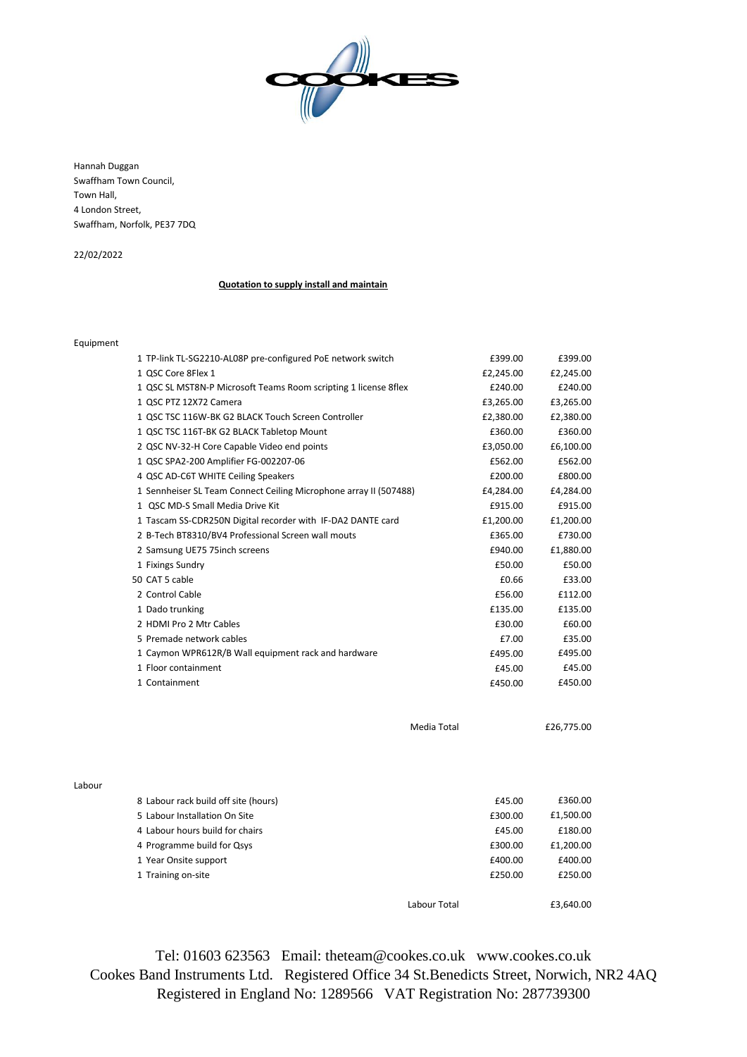COOKES

Hannah Duggan
Swaffham Town Council,
Town Hall,
4 London Street,
Swaffham, Norfolk, PE37 7DQ

22/02/2022

**Quotation to supply install and maintain**

Equipment

| Qty | Description | Unit Price | Total |
|---|---|---|---|
| 1 | TP-link TL-SG2210-AL08P pre-configured PoE network switch | £399.00 | £399.00 |
| 1 | QSC Core 8Flex 1 | £2,245.00 | £2,245.00 |
| 1 | QSC SL MST8N-P Microsoft Teams Room scripting 1 license 8flex | £240.00 | £240.00 |
| 1 | QSC PTZ 12X72 Camera | £3,265.00 | £3,265.00 |
| 1 | QSC TSC 116W-BK G2 BLACK Touch Screen Controller | £2,380.00 | £2,380.00 |
| 1 | QSC TSC 116T-BK G2 BLACK Tabletop Mount | £360.00 | £360.00 |
| 2 | QSC NV-32-H Core Capable Video end points | £3,050.00 | £6,100.00 |
| 1 | QSC SPA2-200 Amplifier FG-002207-06 | £562.00 | £562.00 |
| 4 | QSC AD-C6T WHITE Ceiling Speakers | £200.00 | £800.00 |
| 1 | Sennheiser SL Team Connect Ceiling Microphone array II (507488) | £4,284.00 | £4,284.00 |
| 1 | QSC MD-S Small Media Drive Kit | £915.00 | £915.00 |
| 1 | Tascam SS-CDR250N Digital recorder with IF-DA2 DANTE card | £1,200.00 | £1,200.00 |
| 2 | B-Tech BT8310/BV4 Professional Screen wall mouts | £365.00 | £730.00 |
| 2 | Samsung UE75 75inch screens | £940.00 | £1,880.00 |
| 1 | Fixings Sundry | £50.00 | £50.00 |
| 50 | CAT 5 cable | £0.66 | £33.00 |
| 2 | Control Cable | £56.00 | £112.00 |
| 1 | Dado trunking | £135.00 | £135.00 |
| 2 | HDMI Pro 2 Mtr Cables | £30.00 | £60.00 |
| 5 | Premade network cables | £7.00 | £35.00 |
| 1 | Caymon WPR612R/B Wall equipment rack and hardware | £495.00 | £495.00 |
| 1 | Floor containment | £45.00 | £45.00 |
| 1 | Containment | £450.00 | £450.00 |
| | | Media Total | £26,775.00 |

Labour

| Qty | Description | Unit Price | Total |
|---|---|---|---|
| 8 | Labour rack build off site (hours) | £45.00 | £360.00 |
| 5 | Labour Installation On Site | £300.00 | £1,500.00 |
| 4 | Labour hours build for chairs | £45.00 | £180.00 |
| 4 | Programme build for Qsys | £300.00 | £1,200.00 |
| 1 | Year Onsite support | £400.00 | £400.00 |
| 1 | Training on-site | £250.00 | £250.00 |
| | | Labour Total | £3,640.00 |

Tel: 01603 623563 Email: theteam@cookes.co.uk www.cookes.co.uk
Cookes Band Instruments Ltd. Registered Office 34 St.Benedicts Street, Norwich, NR2 4AQ
Registered in England No: 1289566 VAT Registration No: 287739300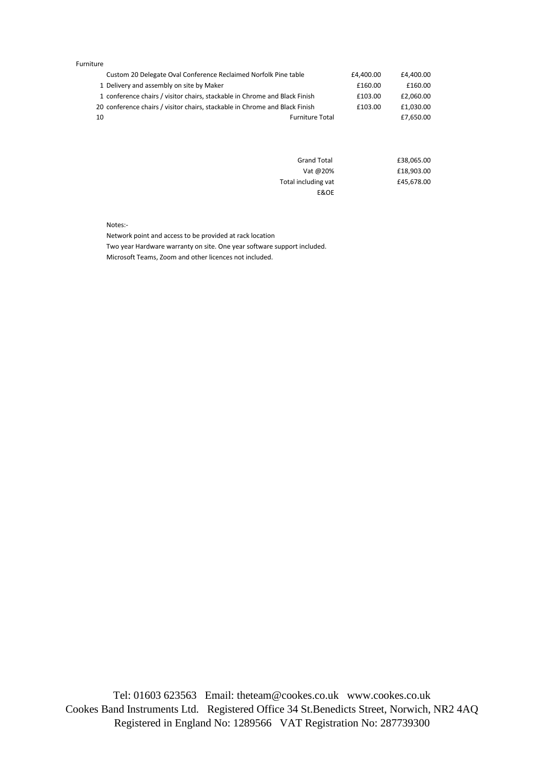Furniture

| | | | |
|---|---|---|---|
| | Custom 20 Delegate Oval Conference Reclaimed Norfolk Pine table | £4,400.00 | £4,400.00 |
| 1 | Delivery and assembly on site by Maker | £160.00 | £160.00 |
| 1 | conference chairs / visitor chairs, stackable in Chrome and Black Finish | £103.00 | £2,060.00 |
| 20 | conference chairs / visitor chairs, stackable in Chrome and Black Finish | £103.00 | £1,030.00 |
| 10 | Furniture Total | | £7,650.00 |

| | |
|---|---|
| Grand Total | £38,065.00 |
| Vat @20% | £18,903.00 |
| Total including vat | £45,678.00 |
| E&OE | |

Notes:-

Network point and access to be provided at rack location

Two year Hardware warranty on site. One year software support included.

Microsoft Teams, Zoom and other licences not included.

Tel: 01603 623563 Email: theteam@cookes.co.uk www.cookes.co.uk
Cookes Band Instruments Ltd. Registered Office 34 St.Benedicts Street, Norwich, NR2 4AQ
Registered in England No: 1289566 VAT Registration No: 287739300